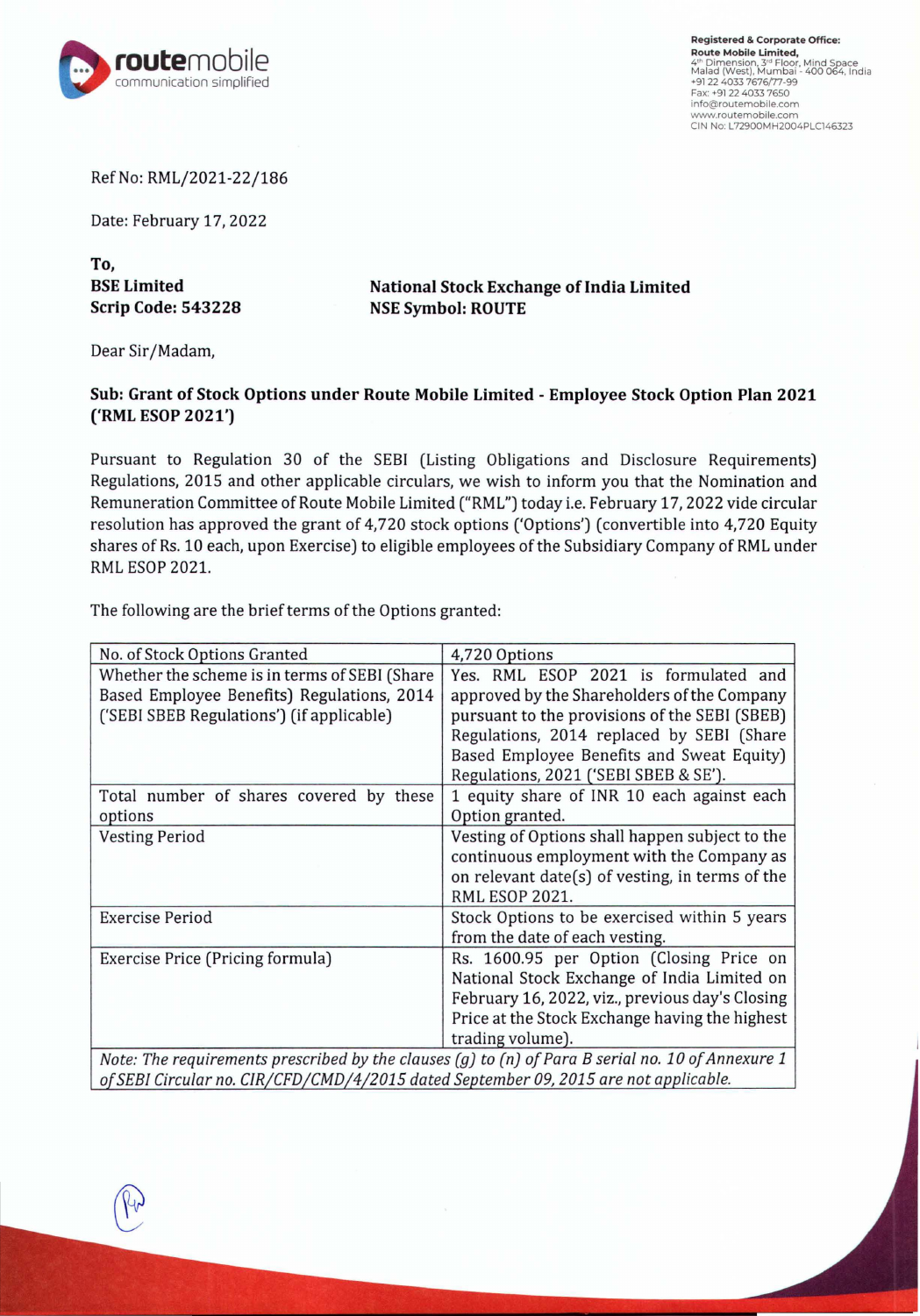**Registered & Corporate Office:**
**Route Mobile Limited,**
4th Dimension, 3rd Floor, Mind Space
Malad (West), Mumbai - 400 064, India
+91 22 4033 7676/77-99
Fax: +91 22 4033 7650
info@routemobile.com
www.routemobile.com
CIN No: L72900MH2004PLC146323

Ref No: RML/2021-22/186

Date: February 17, 2022

**To,**

**BSE Limited**
**Scrip Code: 543228**

**National Stock Exchange of India Limited**
**NSE Symbol: ROUTE**

Dear Sir/Madam,

**Sub: Grant of Stock Options under Route Mobile Limited - Employee Stock Option Plan 2021 ('RML ESOP 2021')**

Pursuant to Regulation 30 of the SEBI (Listing Obligations and Disclosure Requirements) Regulations, 2015 and other applicable circulars, we wish to inform you that the Nomination and Remuneration Committee of Route Mobile Limited ("RML") today i.e. February 17, 2022 vide circular resolution has approved the grant of 4,720 stock options ('Options') (convertible into 4,720 Equity shares of Rs. 10 each, upon Exercise) to eligible employees of the Subsidiary Company of RML under RML ESOP 2021.

The following are the brief terms of the Options granted:

| No. of Stock Options Granted | 4,720 Options |
|---|---|
| Whether the scheme is in terms of SEBI (Share Based Employee Benefits) Regulations, 2014 ('SEBI SBEB Regulations') (if applicable) | Yes. RML ESOP 2021 is formulated and approved by the Shareholders of the Company pursuant to the provisions of the SEBI (SBEB) Regulations, 2014 replaced by SEBI (Share Based Employee Benefits and Sweat Equity) Regulations, 2021 ('SEBI SBEB & SE'). |
| Total number of shares covered by these options | 1 equity share of INR 10 each against each Option granted. |
| Vesting Period | Vesting of Options shall happen subject to the continuous employment with the Company as on relevant date(s) of vesting, in terms of the RML ESOP 2021. |
| Exercise Period | Stock Options to be exercised within 5 years from the date of each vesting. |
| Exercise Price (Pricing formula) | Rs. 1600.95 per Option (Closing Price on National Stock Exchange of India Limited on February 16, 2022, viz., previous day's Closing Price at the Stock Exchange having the highest trading volume). |

*Note: The requirements prescribed by the clauses (g) to (n) of Para B serial no. 10 of Annexure 1 of SEBI Circular no. CIR/CFD/CMD/4/2015 dated September 09, 2015 are not applicable.*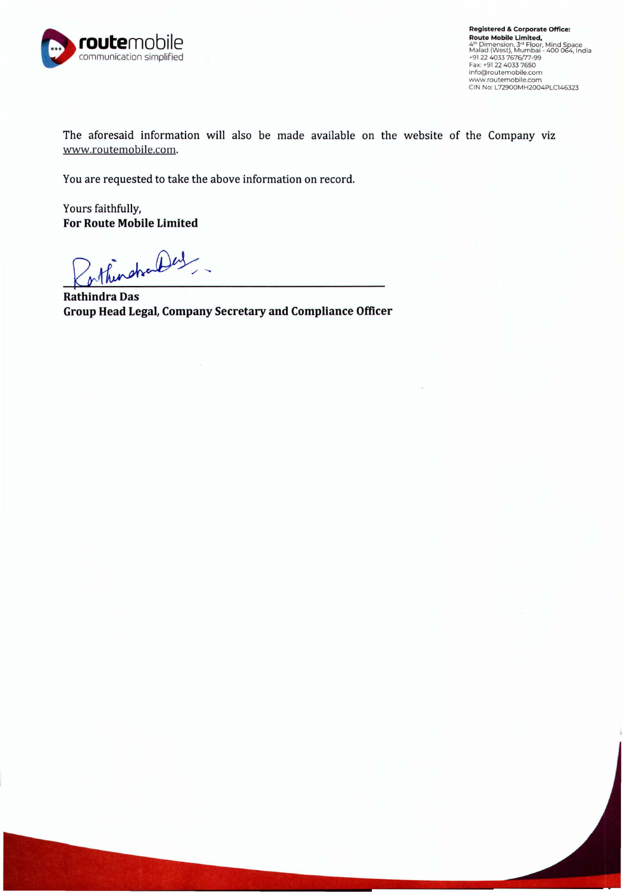The aforesaid information will also be made available on the website of the Company viz www.routemobile.com.

You are requested to take the above information on record.

Yours faithfully,
**For Route Mobile Limited**

**Rathindra Das**
**Group Head Legal, Company Secretary and Compliance Officer**